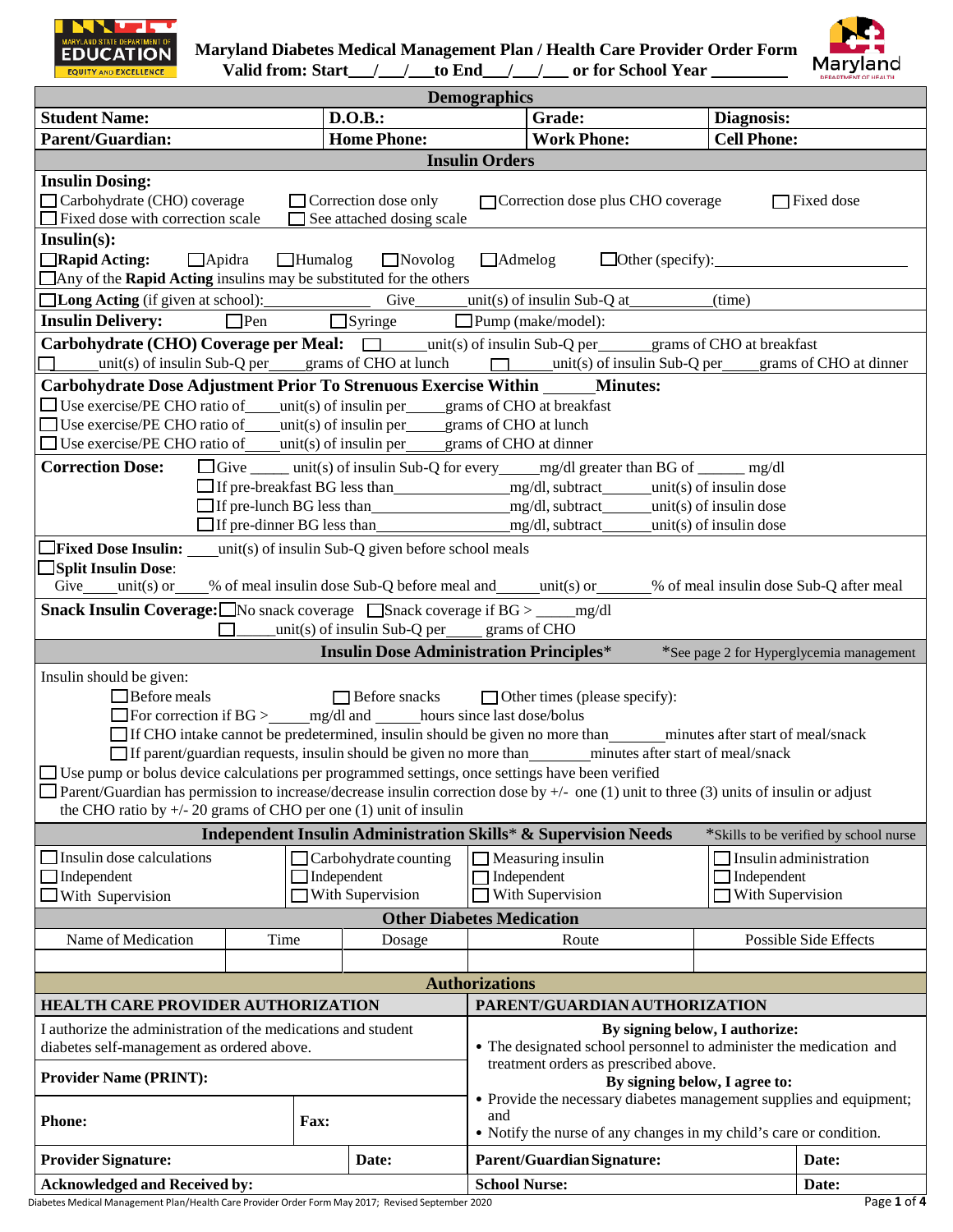# Maryland Diabetes Medical Management Plan / Health Care Provider Order Form

**Valid from: Start___/___/___to End___/___/___ or for School Year ________**

## Demographics

| **Student Name:** | **D.O.B.:** | **Grade:** | **Diagnosis:** |
|---|---|---|---|
| **Parent/Guardian:** | **Home Phone:** | **Work Phone:** | **Cell Phone:** |

## Insulin Orders

**Insulin Dosing:**

☐ Carbohydrate (CHO) coverage ☐ Correction dose only ☐ Correction dose plus CHO coverage ☐ Fixed dose
☐ Fixed dose with correction scale ☐ See attached dosing scale

**Insulin(s):**

☐ **Rapid Acting:** ☐ Apidra ☐ Humalog ☐ Novolog ☐ Admelog ☐ Other (specify):________________
☐ Any of the **Rapid Acting** insulins may be substituted for the others

☐ **Long Acting** (if given at school):____________ Give______unit(s) of insulin Sub-Q at__________(time)

**Insulin Delivery:** ☐ Pen ☐ Syringe ☐ Pump (make/model):

**Carbohydrate (CHO) Coverage per Meal:** ☐ ______unit(s) of insulin Sub-Q per______grams of CHO at breakfast
☐ ______unit(s) of insulin Sub-Q per____grams of CHO at lunch ☐ ______unit(s) of insulin Sub-Q per____grams of CHO at dinner

**Carbohydrate Dose Adjustment Prior To Strenuous Exercise Within ______Minutes:**

☐ Use exercise/PE CHO ratio of____unit(s) of insulin per_____grams of CHO at breakfast
☐ Use exercise/PE CHO ratio of____unit(s) of insulin per_____grams of CHO at lunch
☐ Use exercise/PE CHO ratio of____unit(s) of insulin per_____grams of CHO at dinner

**Correction Dose:** ☐ Give _____ unit(s) of insulin Sub-Q for every_____mg/dl greater than BG of ______ mg/dl
☐ If pre-breakfast BG less than_______________mg/dl, subtract______unit(s) of insulin dose
☐ If pre-lunch BG less than_______________mg/dl, subtract______unit(s) of insulin dose
☐ If pre-dinner BG less than_______________mg/dl, subtract______unit(s) of insulin dose

☐ **Fixed Dose Insulin:** ____unit(s) of insulin Sub-Q given before school meals

☐ **Split Insulin Dose**:
Give____unit(s) or____% of meal insulin dose Sub-Q before meal and_____unit(s) or______% of meal insulin dose Sub-Q after meal

**Snack Insulin Coverage:** ☐ No snack coverage ☐ Snack coverage if BG > _____mg/dl
☐ _____unit(s) of insulin Sub-Q per_____ grams of CHO

## Insulin Dose Administration Principles*

*See page 2 for Hyperglycemia management

Insulin should be given:

☐ Before meals ☐ Before snacks ☐ Other times (please specify):
☐ For correction if BG >_____mg/dl and _____hours since last dose/bolus
☐ If CHO intake cannot be predetermined, insulin should be given no more than_______minutes after start of meal/snack
☐ If parent/guardian requests, insulin should be given no more than_______minutes after start of meal/snack

☐ Use pump or bolus device calculations per programmed settings, once settings have been verified
☐ Parent/Guardian has permission to increase/decrease insulin correction dose by +/- one (1) unit to three (3) units of insulin or adjust the CHO ratio by +/- 20 grams of CHO per one (1) unit of insulin

## Independent Insulin Administration Skills* & Supervision Needs

*Skills to be verified by school nurse

| ☐ Insulin dose calculations | ☐ Carbohydrate counting | ☐ Measuring insulin | ☐ Insulin administration |
|---|---|---|---|
| ☐ Independent | ☐ Independent | ☐ Independent | ☐ Independent |
| ☐ With Supervision | ☐ With Supervision | ☐ With Supervision | ☐ With Supervision |

## Other Diabetes Medication

| Name of Medication | Time | Dosage | Route | Possible Side Effects |
|---|---|---|---|---|
| | | | | |

## Authorizations

| **HEALTH CARE PROVIDER AUTHORIZATION** | | **PARENT/GUARDIAN AUTHORIZATION** | |
|---|---|---|---|
| I authorize the administration of the medications and student diabetes self-management as ordered above. | | **By signing below, I authorize:** • The designated school personnel to administer the medication and treatment orders as prescribed above. **By signing below, I agree to:** • Provide the necessary diabetes management supplies and equipment; and • Notify the nurse of any changes in my child's care or condition. | |
| **Provider Name (PRINT):** | | | |
| **Phone:** | **Fax:** | | |
| **Provider Signature:** | **Date:** | **Parent/Guardian Signature:** | **Date:** |
| **Acknowledged and Received by:** | | **School Nurse:** | **Date:** |

Diabetes Medical Management Plan/Health Care Provider Order Form May 2017; Revised September 2020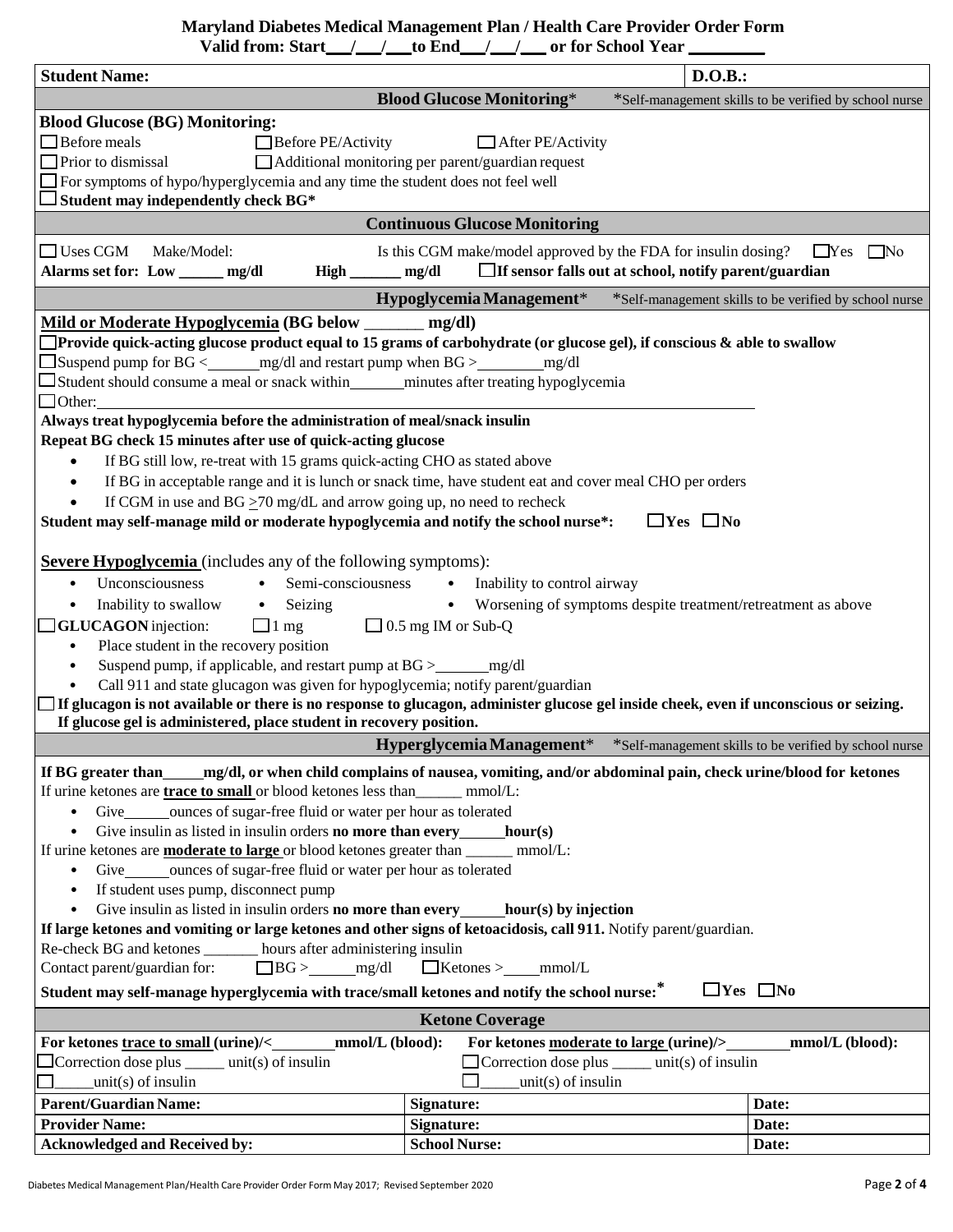# Maryland Diabetes Medical Management Plan / Health Care Provider Order Form

**Valid from: Start___/___/___to End___/___/___ or for School Year ________**

| **Student Name:** | **D.O.B.:** |
|---|---|

## Blood Glucose Monitoring*

*Self-management skills to be verified by school nurse

**Blood Glucose (BG) Monitoring:**

☐ Before meals ☐ Before PE/Activity ☐ After PE/Activity
☐ Prior to dismissal ☐ Additional monitoring per parent/guardian request
☐ For symptoms of hypo/hyperglycemia and any time the student does not feel well
☐ **Student may independently check BG***

## Continuous Glucose Monitoring

☐ Uses CGM Make/Model: Is this CGM make/model approved by the FDA for insulin dosing? ☐Yes ☐No
**Alarms set for: Low ______ mg/dl High _______ mg/dl** ☐**If sensor falls out at school, notify parent/guardian**

## Hypoglycemia Management*

*Self-management skills to be verified by school nurse

**Mild or Moderate Hypoglycemia (BG below _______ mg/dl)**

☐**Provide quick-acting glucose product equal to 15 grams of carbohydrate (or glucose gel), if conscious & able to swallow**
☐Suspend pump for BG <_______mg/dl and restart pump when BG >________mg/dl
☐Student should consume a meal or snack within_______minutes after treating hypoglycemia
☐Other:

**Always treat hypoglycemia before the administration of meal/snack insulin**
**Repeat BG check 15 minutes after use of quick-acting glucose**

- If BG still low, re-treat with 15 grams quick-acting CHO as stated above
- If BG in acceptable range and it is lunch or snack time, have student eat and cover meal CHO per orders
- If CGM in use and BG ≥70 mg/dL and arrow going up, no need to recheck

**Student may self-manage mild or moderate hypoglycemia and notify the school nurse*:** ☐**Yes** ☐**No**

**Severe Hypoglycemia** (includes any of the following symptoms):

- Unconsciousness
- Semi-consciousness
- Inability to control airway
- Inability to swallow
- Seizing
- Worsening of symptoms despite treatment/retreatment as above

☐**GLUCAGON** injection: ☐1 mg ☐0.5 mg IM or Sub-Q

- Place student in the recovery position
- Suspend pump, if applicable, and restart pump at BG >_______mg/dl
- Call 911 and state glucagon was given for hypoglycemia; notify parent/guardian

☐**If glucagon is not available or there is no response to glucagon, administer glucose gel inside cheek, even if unconscious or seizing. If glucose gel is administered, place student in recovery position.**

## Hyperglycemia Management*

*Self-management skills to be verified by school nurse

**If BG greater than_____mg/dl, or when child complains of nausea, vomiting, and/or abdominal pain, check urine/blood for ketones**

If urine ketones are **trace to small** or blood ketones less than______ mmol/L:

- Give______ounces of sugar-free fluid or water per hour as tolerated
- Give insulin as listed in insulin orders **no more than every______hour(s)**

If urine ketones are **moderate to large** or blood ketones greater than ______ mmol/L:

- Give______ounces of sugar-free fluid or water per hour as tolerated
- If student uses pump, disconnect pump
- Give insulin as listed in insulin orders **no more than every______hour(s) by injection**

**If large ketones and vomiting or large ketones and other signs of ketoacidosis, call 911.** Notify parent/guardian.
Re-check BG and ketones _______ hours after administering insulin
Contact parent/guardian for: ☐BG >______mg/dl ☐Ketones >_____mmol/L

**Student may self-manage hyperglycemia with trace/small ketones and notify the school nurse:*** ☐**Yes** ☐**No**

## Ketone Coverage

| **For ketones trace to small (urine)/<________mmol/L (blood):** | **For ketones moderate to large (urine)/>________mmol/L (blood):** |
|---|---|
| ☐Correction dose plus _____ unit(s) of insulin | ☐Correction dose plus _____ unit(s) of insulin |
| ☐_____unit(s) of insulin | ☐_____unit(s) of insulin |

| **Parent/Guardian Name:** | **Signature:** | **Date:** |
|---|---|---|
| **Provider Name:** | **Signature:** | **Date:** |
| **Acknowledged and Received by:** | **School Nurse:** | **Date:** |

Diabetes Medical Management Plan/Health Care Provider Order Form May 2017; Revised September 2020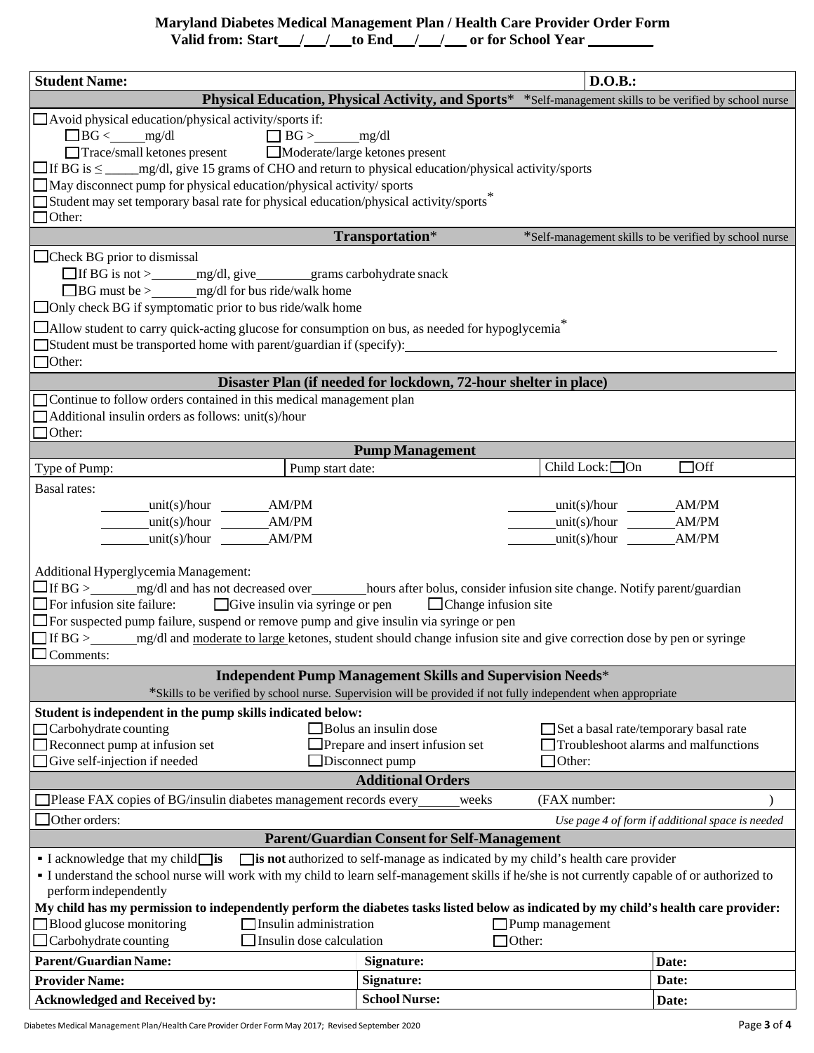# Maryland Diabetes Medical Management Plan / Health Care Provider Order Form

**Valid from: Start\_\_\_/\_\_\_/\_\_\_ to End\_\_\_/\_\_\_/\_\_\_ or for School Year \_\_\_\_\_\_\_\_\_**

**Student Name:** **D.O.B.:**

## Physical Education, Physical Activity, and Sports*

*Self-management skills to be verified by school nurse

- ☐ Avoid physical education/physical activity/sports if:
  - ☐ BG < \_\_\_\_\_ mg/dl ☐ BG > \_\_\_\_\_\_ mg/dl
  - ☐ Trace/small ketones present ☐ Moderate/large ketones present
- ☐ If BG is ≤ \_\_\_\_\_ mg/dl, give 15 grams of CHO and return to physical education/physical activity/sports
- ☐ May disconnect pump for physical education/physical activity/ sports
- ☐ Student may set temporary basal rate for physical education/physical activity/sports*
- ☐ Other:

## Transportation*

*Self-management skills to be verified by school nurse

- ☐ Check BG prior to dismissal
  - ☐ If BG is not > \_\_\_\_\_\_ mg/dl, give \_\_\_\_\_\_\_ grams carbohydrate snack
  - ☐ BG must be > \_\_\_\_\_\_ mg/dl for bus ride/walk home
- ☐ Only check BG if symptomatic prior to bus ride/walk home
- ☐ Allow student to carry quick-acting glucose for consumption on bus, as needed for hypoglycemia*
- ☐ Student must be transported home with parent/guardian if (specify): \_\_\_\_\_\_\_\_\_\_\_\_\_\_\_\_\_\_\_\_
- ☐ Other:

## Disaster Plan (if needed for lockdown, 72-hour shelter in place)

- ☐ Continue to follow orders contained in this medical management plan
- ☐ Additional insulin orders as follows: unit(s)/hour
- ☐ Other:

## Pump Management

| Type of Pump: | Pump start date: | Child Lock: ☐ On ☐ Off |
|---|---|---|

Basal rates:

| | | | |
|---|---|---|---|
| \_\_\_\_\_\_ unit(s)/hour | \_\_\_\_\_\_ AM/PM | \_\_\_\_\_\_ unit(s)/hour | \_\_\_\_\_\_ AM/PM |
| \_\_\_\_\_\_ unit(s)/hour | \_\_\_\_\_\_ AM/PM | \_\_\_\_\_\_ unit(s)/hour | \_\_\_\_\_\_ AM/PM |
| \_\_\_\_\_\_ unit(s)/hour | \_\_\_\_\_\_ AM/PM | \_\_\_\_\_\_ unit(s)/hour | \_\_\_\_\_\_ AM/PM |

Additional Hyperglycemia Management:

- ☐ If BG > \_\_\_\_\_\_ mg/dl and has not decreased over \_\_\_\_\_\_\_ hours after bolus, consider infusion site change. Notify parent/guardian
- ☐ For infusion site failure: ☐ Give insulin via syringe or pen ☐ Change infusion site
- ☐ For suspected pump failure, suspend or remove pump and give insulin via syringe or pen
- ☐ If BG > \_\_\_\_\_\_ mg/dl and moderate to large ketones, student should change infusion site and give correction dose by pen or syringe
- ☐ Comments:

## Independent Pump Management Skills and Supervision Needs*

*Skills to be verified by school nurse. Supervision will be provided if not fully independent when appropriate

**Student is independent in the pump skills indicated below:**

| | | |
|---|---|---|
| ☐ Carbohydrate counting | ☐ Bolus an insulin dose | ☐ Set a basal rate/temporary basal rate |
| ☐ Reconnect pump at infusion set | ☐ Prepare and insert infusion set | ☐ Troubleshoot alarms and malfunctions |
| ☐ Give self-injection if needed | ☐ Disconnect pump | ☐ Other: |

## Additional Orders

- ☐ Please FAX copies of BG/insulin diabetes management records every \_\_\_\_\_\_ weeks (FAX number: )
- ☐ Other orders: *Use page 4 of form if additional space is needed*

## Parent/Guardian Consent for Self-Management

- I acknowledge that my child ☐ **is** ☐ **is not** authorized to self-manage as indicated by my child's health care provider
- I understand the school nurse will work with my child to learn self-management skills if he/she is not currently capable of or authorized to perform independently

**My child has my permission to independently perform the diabetes tasks listed below as indicated by my child's health care provider:**

| | | |
|---|---|---|
| ☐ Blood glucose monitoring | ☐ Insulin administration | ☐ Pump management |
| ☐ Carbohydrate counting | ☐ Insulin dose calculation | ☐ Other: |

| | | |
|---|---|---|
| **Parent/Guardian Name:** | **Signature:** | **Date:** |
| **Provider Name:** | **Signature:** | **Date:** |
| **Acknowledged and Received by:** | **School Nurse:** | **Date:** |

Diabetes Medical Management Plan/Health Care Provider Order Form May 2017; Revised September 2020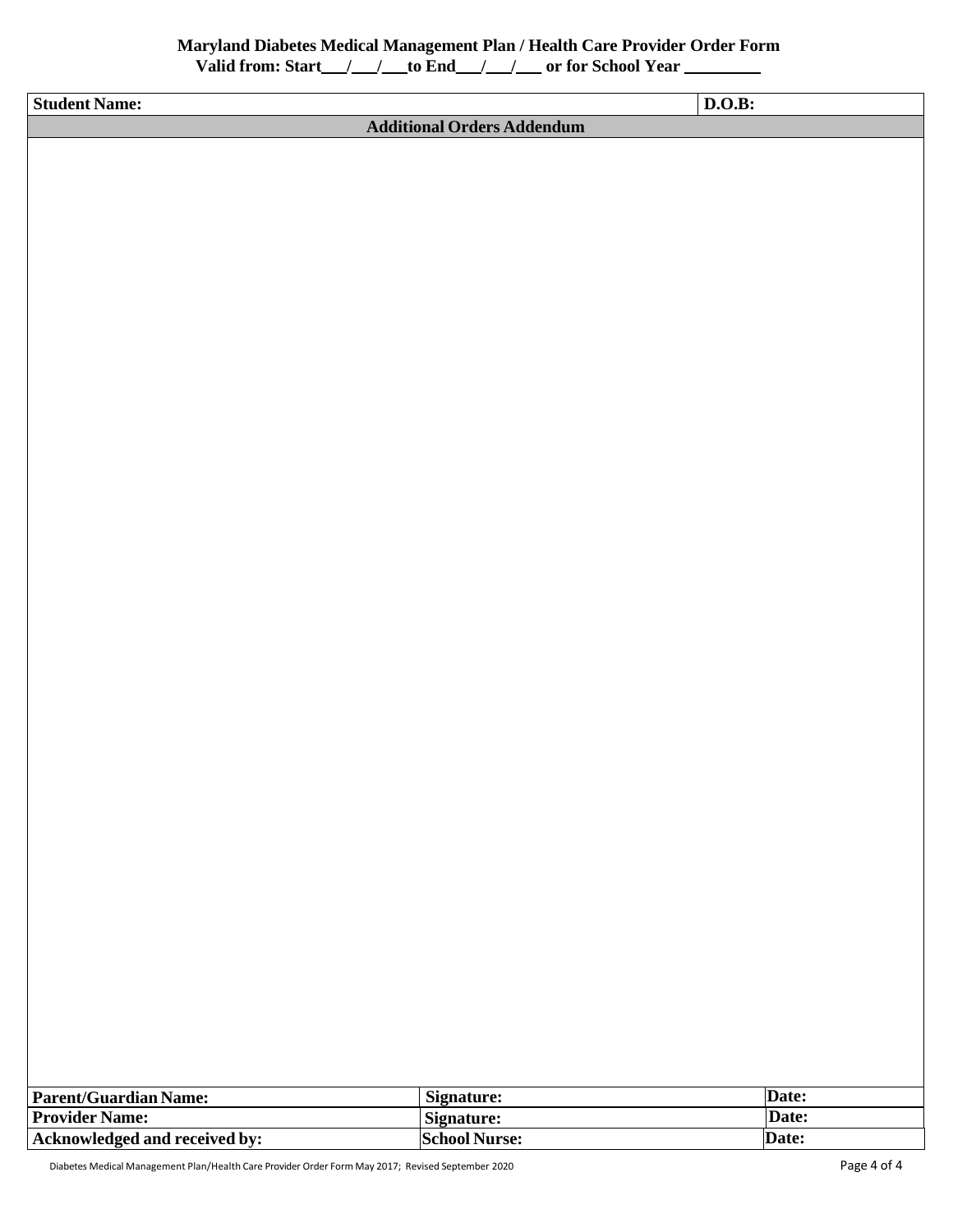**Maryland Diabetes Medical Management Plan / Health Care Provider Order Form**
**Valid from: Start\_\_\_/\_\_\_/\_\_\_to End\_\_\_/\_\_\_/\_\_\_ or for School Year \_\_\_\_\_\_\_\_\_**

| **Student Name:** | **D.O.B:** |
|---|---|

| **Additional Orders Addendum** |
|---|
| |

| **Parent/Guardian Name:** | **Signature:** | **Date:** |
|---|---|---|
| **Provider Name:** | **Signature:** | **Date:** |
| **Acknowledged and received by:** | **School Nurse:** | **Date:** |

Diabetes Medical Management Plan/Health Care Provider Order Form May 2017; Revised September 2020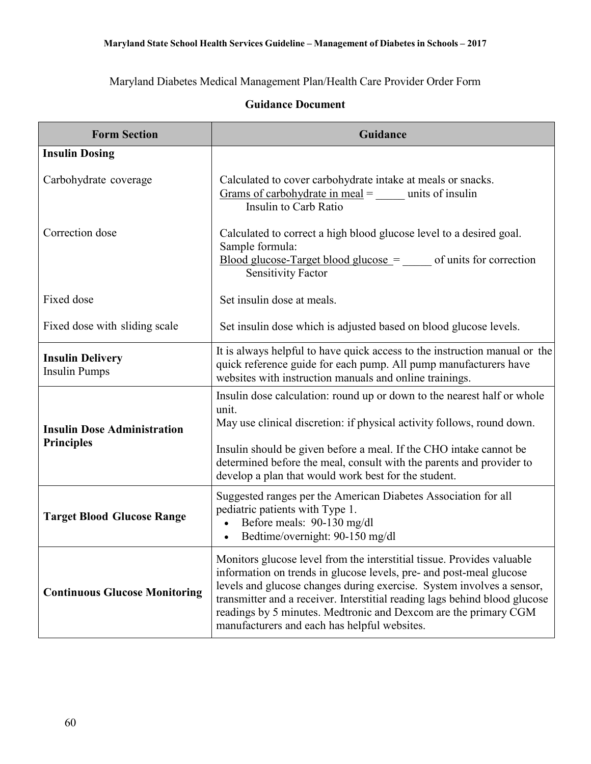Maryland Diabetes Medical Management Plan/Health Care Provider Order Form

**Guidance Document**

| Form Section | Guidance |
|---|---|
| **Insulin Dosing** | |
| Carbohydrate coverage | Calculated to cover carbohydrate intake at meals or snacks. $\frac{\text{Grams of carbohydrate in meal}}{\text{Insulin to Carb Ratio}}$ = _____ units of insulin |
| Correction dose | Calculated to correct a high blood glucose level to a desired goal. Sample formula: $\frac{\text{Blood glucose} - \text{Target blood glucose}}{\text{Sensitivity Factor}}$ = _____ of units for correction |
| Fixed dose | Set insulin dose at meals. |
| Fixed dose with sliding scale | Set insulin dose which is adjusted based on blood glucose levels. |
| **Insulin Delivery** Insulin Pumps | It is always helpful to have quick access to the instruction manual or the quick reference guide for each pump. All pump manufacturers have websites with instruction manuals and online trainings. |
| **Insulin Dose Administration Principles** | Insulin dose calculation: round up or down to the nearest half or whole unit. May use clinical discretion: if physical activity follows, round down. <br><br> Insulin should be given before a meal. If the CHO intake cannot be determined before the meal, consult with the parents and provider to develop a plan that would work best for the student. |
| **Target Blood Glucose Range** | Suggested ranges per the American Diabetes Association for all pediatric patients with Type 1. <br>• Before meals: 90-130 mg/dl <br>• Bedtime/overnight: 90-150 mg/dl |
| **Continuous Glucose Monitoring** | Monitors glucose level from the interstitial tissue. Provides valuable information on trends in glucose levels, pre- and post-meal glucose levels and glucose changes during exercise. System involves a sensor, transmitter and a receiver. Interstitial reading lags behind blood glucose readings by 5 minutes. Medtronic and Dexcom are the primary CGM manufacturers and each has helpful websites. |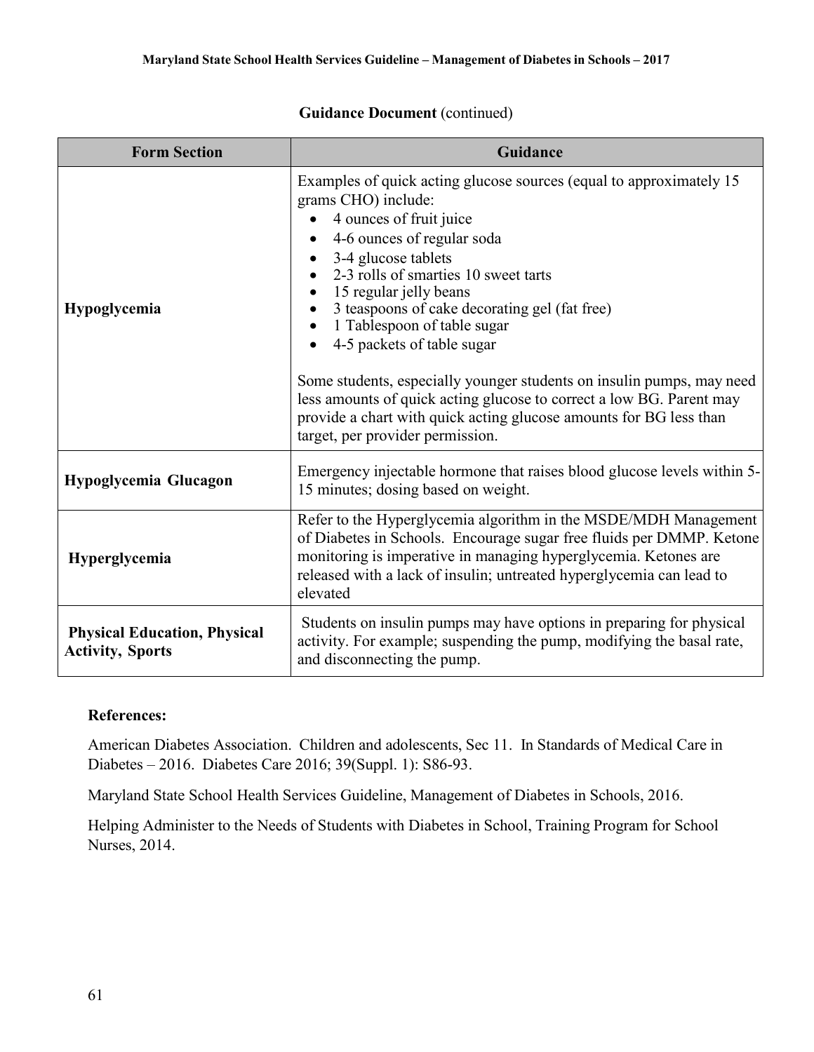**Guidance Document** (continued)

| Form Section | Guidance |
|---|---|
| **Hypoglycemia** | Examples of quick acting glucose sources (equal to approximately 15 grams CHO) include:<br>• 4 ounces of fruit juice<br>• 4-6 ounces of regular soda<br>• 3-4 glucose tablets<br>• 2-3 rolls of smarties 10 sweet tarts<br>• 15 regular jelly beans<br>• 3 teaspoons of cake decorating gel (fat free)<br>• 1 Tablespoon of table sugar<br>• 4-5 packets of table sugar<br><br>Some students, especially younger students on insulin pumps, may need less amounts of quick acting glucose to correct a low BG. Parent may provide a chart with quick acting glucose amounts for BG less than target, per provider permission. |
| **Hypoglycemia Glucagon** | Emergency injectable hormone that raises blood glucose levels within 5-15 minutes; dosing based on weight. |
| **Hyperglycemia** | Refer to the Hyperglycemia algorithm in the MSDE/MDH Management of Diabetes in Schools. Encourage sugar free fluids per DMMP. Ketone monitoring is imperative in managing hyperglycemia. Ketones are released with a lack of insulin; untreated hyperglycemia can lead to elevated |
| **Physical Education, Physical Activity, Sports** | Students on insulin pumps may have options in preparing for physical activity. For example; suspending the pump, modifying the basal rate, and disconnecting the pump. |

**References:**

American Diabetes Association. Children and adolescents, Sec 11. In Standards of Medical Care in Diabetes – 2016. Diabetes Care 2016; 39(Suppl. 1): S86-93.

Maryland State School Health Services Guideline, Management of Diabetes in Schools, 2016.

Helping Administer to the Needs of Students with Diabetes in School, Training Program for School Nurses, 2014.